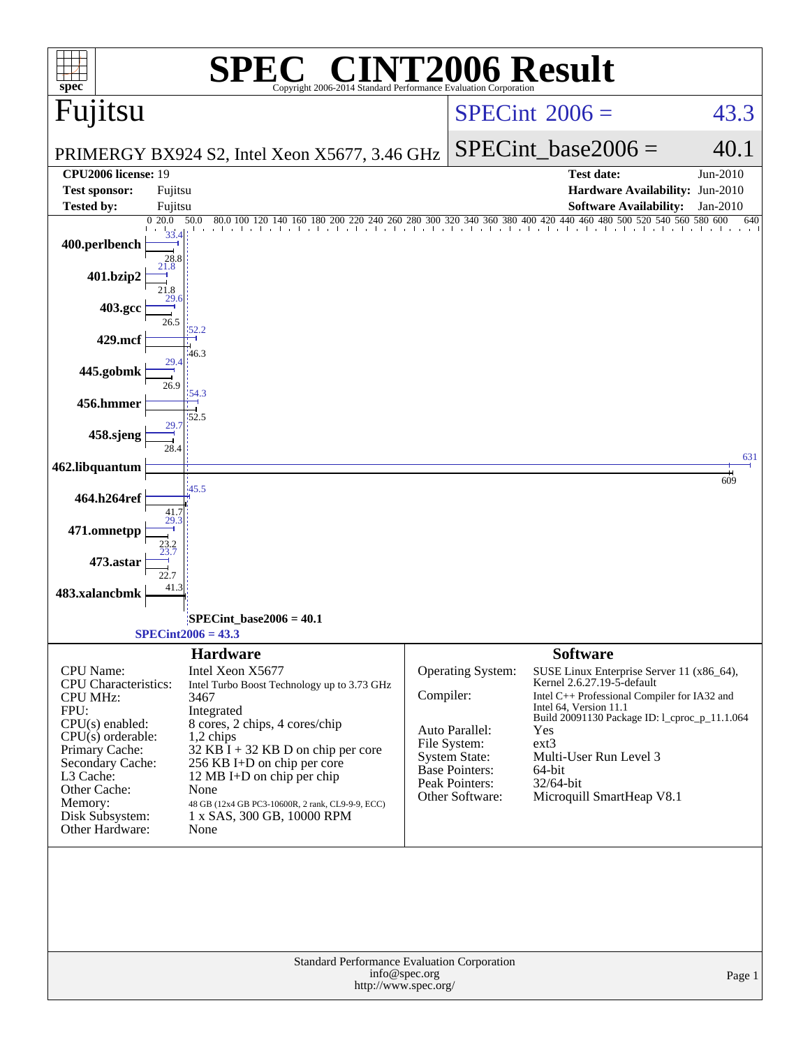# SPEC® CINT2006 Result

Copyright 2006-2014 Standard Performance Evaluation Corporation

## Fujitsu

PRIMERGY BX924 S2, Intel Xeon X5677, 3.46 GHz

SPECint_2006 = 43.3

SPECint_base2006 = 40.1

| CPU2006 license: 19 | Test date: Jun-2010 |
|---|---|
| Test sponsor: Fujitsu | Hardware Availability: Jun-2010 |
| Tested by: Fujitsu | Software Availability: Jan-2010 |

| Benchmark | Peak | Base |
|---|---|---|
| 400.perlbench | 33.4 | 28.8 |
| 401.bzip2 | 21.8 | 21.8 |
| 403.gcc | 29.6 | 26.5 |
| 429.mcf | 52.2 | 46.3 |
| 445.gobmk | 29.4 | 26.9 |
| 456.hmmer | 54.3 | 52.5 |
| 458.sjeng | 29.7 | 28.4 |
| 462.libquantum | 631 | 609 |
| 464.h264ref | 45.5 | 41.7 |
| 471.omnetpp | 29.3 | 23.2 |
| 473.astar | 23.7 | 22.7 |
| 483.xalancbmk | 41.3 | |

SPECint_base2006 = 40.1

SPECint2006 = 43.3

### Hardware

| | |
|---|---|
| CPU Name: | Intel Xeon X5677 |
| CPU Characteristics: | Intel Turbo Boost Technology up to 3.73 GHz |
| CPU MHz: | 3467 |
| FPU: | Integrated |
| CPU(s) enabled: | 8 cores, 2 chips, 4 cores/chip |
| CPU(s) orderable: | 1,2 chips |
| Primary Cache: | 32 KB I + 32 KB D on chip per core |
| Secondary Cache: | 256 KB I+D on chip per core |
| L3 Cache: | 12 MB I+D on chip per chip |
| Other Cache: | None |
| Memory: | 48 GB (12x4 GB PC3-10600R, 2 rank, CL9-9-9, ECC) |
| Disk Subsystem: | 1 x SAS, 300 GB, 10000 RPM |
| Other Hardware: | None |

### Software

| | |
|---|---|
| Operating System: | SUSE Linux Enterprise Server 11 (x86_64), Kernel 2.6.27.19-5-default |
| Compiler: | Intel C++ Professional Compiler for IA32 and Intel 64, Version 11.1 Build 20091130 Package ID: l_cproc_p_11.1.064 |
| Auto Parallel: | Yes |
| File System: | ext3 |
| System State: | Multi-User Run Level 3 |
| Base Pointers: | 64-bit |
| Peak Pointers: | 32/64-bit |
| Other Software: | Microquill SmartHeap V8.1 |

Standard Performance Evaluation Corporation
info@spec.org
http://www.spec.org/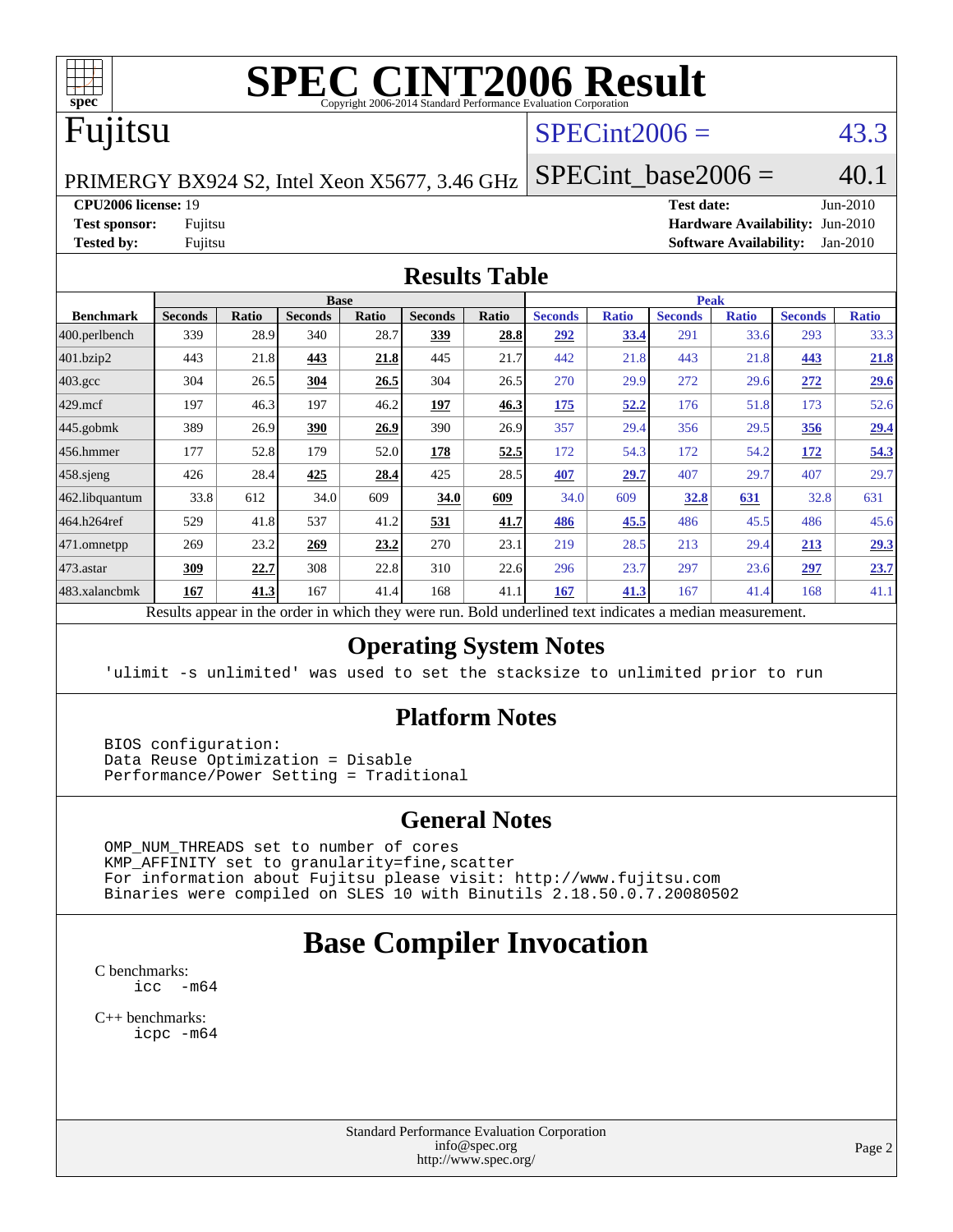# SPEC CINT2006 Result

Copyright 2006-2014 Standard Performance Evaluation Corporation

## Fujitsu

PRIMERGY BX924 S2, Intel Xeon X5677, 3.46 GHz

SPECint2006 = 43.3

SPECint_base2006 = 40.1

**CPU2006 license:** 19
**Test sponsor:** Fujitsu
**Tested by:** Fujitsu

**Test date:** Jun-2010
**Hardware Availability:** Jun-2010
**Software Availability:** Jan-2010

## Results Table

| | Base | | | | | | Peak | | | | | |
|---|---|---|---|---|---|---|---|---|---|---|---|---|
| **Benchmark** | **Seconds** | **Ratio** | **Seconds** | **Ratio** | **Seconds** | **Ratio** | **Seconds** | **Ratio** | **Seconds** | **Ratio** | **Seconds** | **Ratio** |
| 400.perlbench | 339 | 28.9 | 340 | 28.7 | **339** | **28.8** | **292** | **33.4** | 291 | 33.6 | 293 | 33.3 |
| 401.bzip2 | 443 | 21.8 | **443** | **21.8** | 445 | 21.7 | 442 | 21.8 | 443 | 21.8 | **443** | **21.8** |
| 403.gcc | 304 | 26.5 | **304** | **26.5** | 304 | 26.5 | 270 | 29.9 | 272 | 29.6 | **272** | **29.6** |
| 429.mcf | 197 | 46.3 | 197 | 46.2 | **197** | **46.3** | **175** | **52.2** | 176 | 51.8 | 173 | 52.6 |
| 445.gobmk | 389 | 26.9 | **390** | **26.9** | 390 | 26.9 | 357 | 29.4 | 356 | 29.5 | **356** | **29.4** |
| 456.hmmer | 177 | 52.8 | 179 | 52.0 | **178** | **52.5** | 172 | 54.3 | 172 | 54.2 | **172** | **54.3** |
| 458.sjeng | 426 | 28.4 | **425** | **28.4** | 425 | 28.5 | **407** | **29.7** | 407 | 29.7 | 407 | 29.7 |
| 462.libquantum | 33.8 | 612 | 34.0 | 609 | **34.0** | **609** | 34.0 | 609 | **32.8** | **631** | 32.8 | 631 |
| 464.h264ref | 529 | 41.8 | 537 | 41.2 | **531** | **41.7** | **486** | **45.5** | 486 | 45.5 | 486 | 45.6 |
| 471.omnetpp | 269 | 23.2 | **269** | **23.2** | 270 | 23.1 | 219 | 28.5 | 213 | 29.4 | **213** | **29.3** |
| 473.astar | **309** | **22.7** | 308 | 22.8 | 310 | 22.6 | 296 | 23.7 | 297 | 23.6 | **297** | **23.7** |
| 483.xalancbmk | **167** | **41.3** | 167 | 41.4 | 168 | 41.1 | **167** | **41.3** | 167 | 41.4 | 168 | 41.1 |

Results appear in the order in which they were run. Bold underlined text indicates a median measurement.

## Operating System Notes

```
'ulimit -s unlimited' was used to set the stacksize to unlimited prior to run
```

## Platform Notes

```
BIOS configuration:
Data Reuse Optimization = Disable
Performance/Power Setting = Traditional
```

## General Notes

```
OMP_NUM_THREADS set to number of cores
KMP_AFFINITY set to granularity=fine,scatter
For information about Fujitsu please visit: http://www.fujitsu.com
Binaries were compiled on SLES 10 with Binutils 2.18.50.0.7.20080502
```

# Base Compiler Invocation

C benchmarks:

```
icc  -m64
```

C++ benchmarks:

```
icpc -m64
```

Standard Performance Evaluation Corporation
info@spec.org
http://www.spec.org/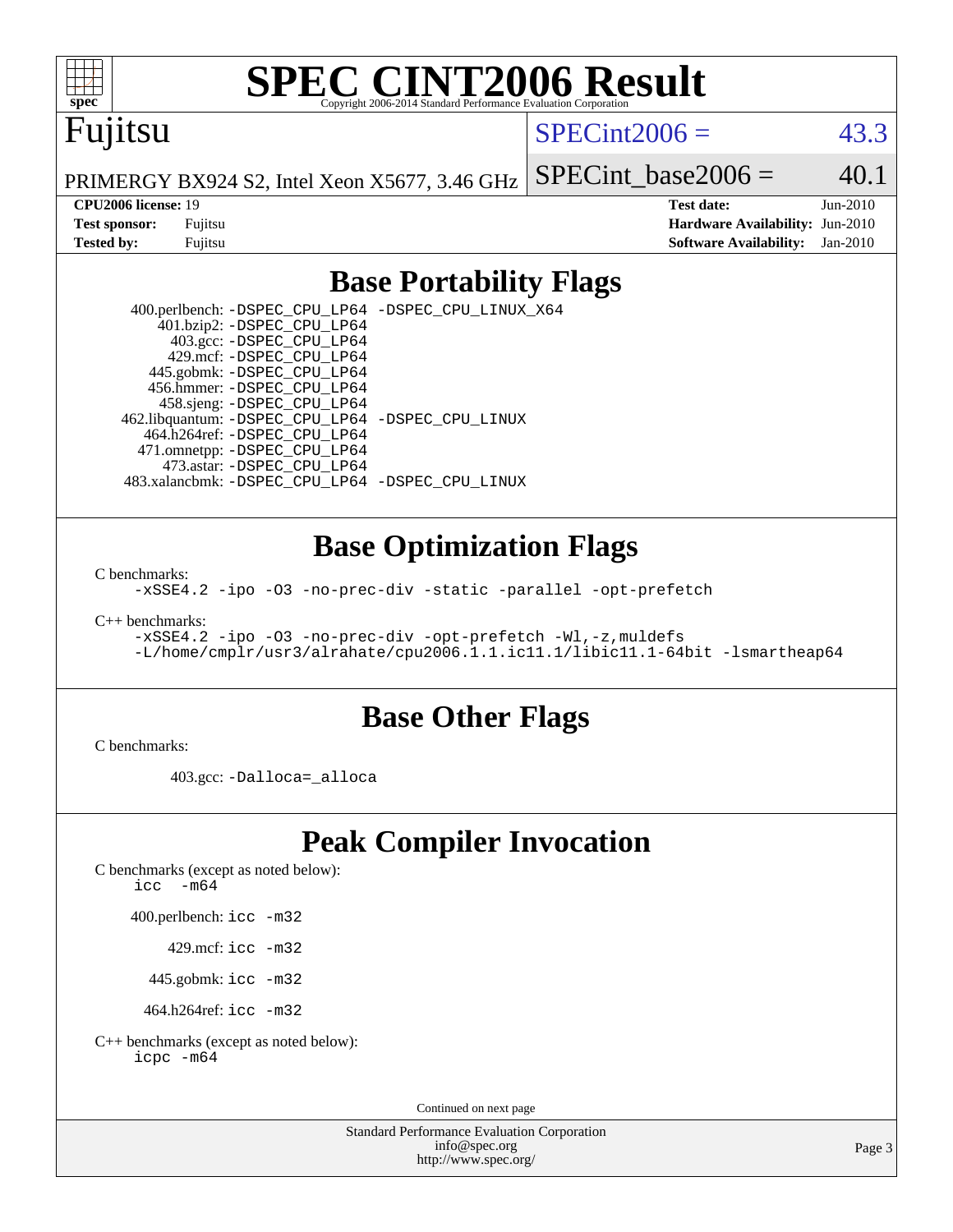# SPEC CINT2006 Result

Copyright 2006-2014 Standard Performance Evaluation Corporation

## Fujitsu

PRIMERGY BX924 S2, Intel Xeon X5677, 3.46 GHz

SPECint2006 = 43.3

SPECint_base2006 = 40.1

| | | | |
|---|---|---|---|
| **CPU2006 license:** | 19 | **Test date:** | Jun-2010 |
| **Test sponsor:** | Fujitsu | **Hardware Availability:** | Jun-2010 |
| **Tested by:** | Fujitsu | **Software Availability:** | Jan-2010 |

## Base Portability Flags

400.perlbench: -DSPEC_CPU_LP64 -DSPEC_CPU_LINUX_X64
401.bzip2: -DSPEC_CPU_LP64
403.gcc: -DSPEC_CPU_LP64
429.mcf: -DSPEC_CPU_LP64
445.gobmk: -DSPEC_CPU_LP64
456.hmmer: -DSPEC_CPU_LP64
458.sjeng: -DSPEC_CPU_LP64
462.libquantum: -DSPEC_CPU_LP64 -DSPEC_CPU_LINUX
464.h264ref: -DSPEC_CPU_LP64
471.omnetpp: -DSPEC_CPU_LP64
473.astar: -DSPEC_CPU_LP64
483.xalancbmk: -DSPEC_CPU_LP64 -DSPEC_CPU_LINUX

## Base Optimization Flags

C benchmarks:

-xSSE4.2 -ipo -O3 -no-prec-div -static -parallel -opt-prefetch

C++ benchmarks:

-xSSE4.2 -ipo -O3 -no-prec-div -opt-prefetch -Wl,-z,muldefs
-L/home/cmplr/usr3/alrahate/cpu2006.1.1.ic11.1/libic11.1-64bit -lsmartheap64

## Base Other Flags

C benchmarks:

403.gcc: -Dalloca=_alloca

## Peak Compiler Invocation

C benchmarks (except as noted below):

icc -m64

400.perlbench: icc -m32

429.mcf: icc -m32

445.gobmk: icc -m32

464.h264ref: icc -m32

C++ benchmarks (except as noted below):

icpc -m64

Continued on next page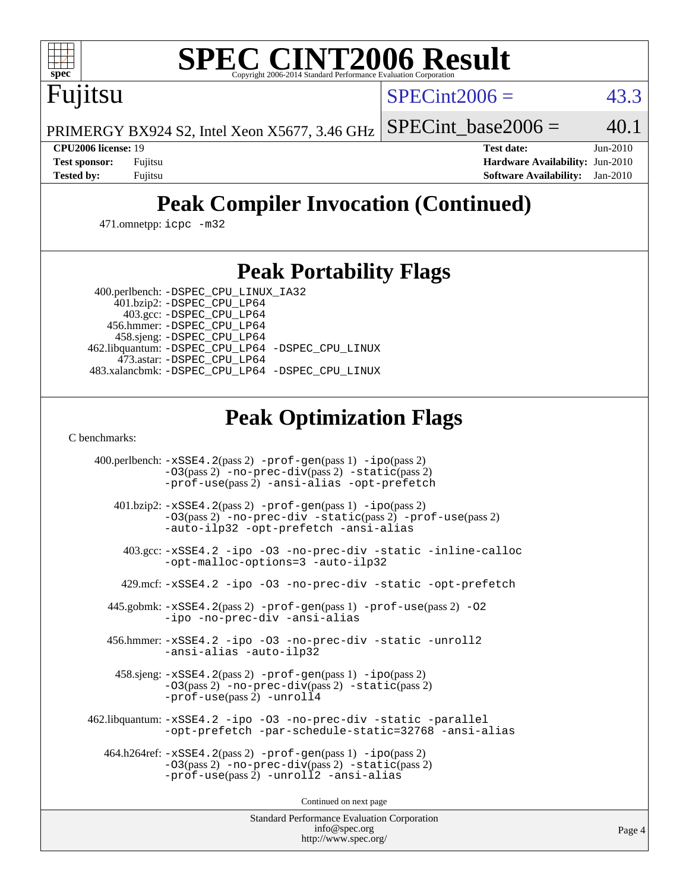# SPEC CINT2006 Result

Copyright 2006-2014 Standard Performance Evaluation Corporation

**Fujitsu**

PRIMERGY BX924 S2, Intel Xeon X5677, 3.46 GHz

SPECint2006 = 43.3

SPECint_base2006 = 40.1

| | | | |
|---|---|---|---|
| **CPU2006 license:** 19 | | **Test date:** | Jun-2010 |
| **Test sponsor:** | Fujitsu | **Hardware Availability:** | Jun-2010 |
| **Tested by:** | Fujitsu | **Software Availability:** | Jan-2010 |

## Peak Compiler Invocation (Continued)

471.omnetpp: `icpc -m32`

## Peak Portability Flags

400.perlbench: `-DSPEC_CPU_LINUX_IA32`
401.bzip2: `-DSPEC_CPU_LP64`
403.gcc: `-DSPEC_CPU_LP64`
456.hmmer: `-DSPEC_CPU_LP64`
458.sjeng: `-DSPEC_CPU_LP64`
462.libquantum: `-DSPEC_CPU_LP64 -DSPEC_CPU_LINUX`
473.astar: `-DSPEC_CPU_LP64`
483.xalancbmk: `-DSPEC_CPU_LP64 -DSPEC_CPU_LINUX`

## Peak Optimization Flags

C benchmarks:

400.perlbench: `-xSSE4.2`(pass 2) `-prof-gen`(pass 1) `-ipo`(pass 2) `-O3`(pass 2) `-no-prec-div`(pass 2) `-static`(pass 2) `-prof-use`(pass 2) `-ansi-alias -opt-prefetch`

401.bzip2: `-xSSE4.2`(pass 2) `-prof-gen`(pass 1) `-ipo`(pass 2) `-O3`(pass 2) `-no-prec-div -static`(pass 2) `-prof-use`(pass 2) `-auto-ilp32 -opt-prefetch -ansi-alias`

403.gcc: `-xSSE4.2 -ipo -O3 -no-prec-div -static -inline-calloc -opt-malloc-options=3 -auto-ilp32`

429.mcf: `-xSSE4.2 -ipo -O3 -no-prec-div -static -opt-prefetch`

445.gobmk: `-xSSE4.2`(pass 2) `-prof-gen`(pass 1) `-prof-use`(pass 2) `-O2 -ipo -no-prec-div -ansi-alias`

456.hmmer: `-xSSE4.2 -ipo -O3 -no-prec-div -static -unroll2 -ansi-alias -auto-ilp32`

458.sjeng: `-xSSE4.2`(pass 2) `-prof-gen`(pass 1) `-ipo`(pass 2) `-O3`(pass 2) `-no-prec-div`(pass 2) `-static`(pass 2) `-prof-use`(pass 2) `-unroll4`

462.libquantum: `-xSSE4.2 -ipo -O3 -no-prec-div -static -parallel -opt-prefetch -par-schedule-static=32768 -ansi-alias`

464.h264ref: `-xSSE4.2`(pass 2) `-prof-gen`(pass 1) `-ipo`(pass 2) `-O3`(pass 2) `-no-prec-div`(pass 2) `-static`(pass 2) `-prof-use`(pass 2) `-unroll2 -ansi-alias`

Continued on next page

Standard Performance Evaluation Corporation
info@spec.org
http://www.spec.org/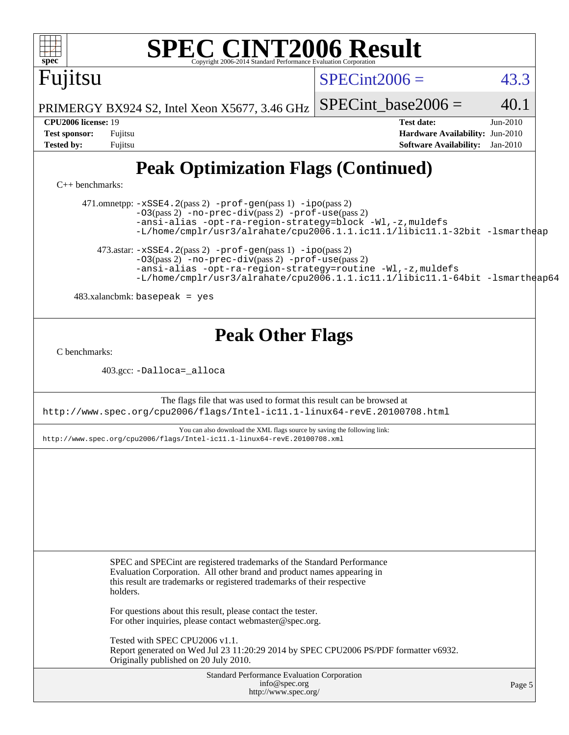# Peak Optimization Flags (Continued)

C++ benchmarks:

471.omnetpp: -xSSE4.2(pass 2) -prof-gen(pass 1) -ipo(pass 2) -O3(pass 2) -no-prec-div(pass 2) -prof-use(pass 2) -ansi-alias -opt-ra-region-strategy=block -Wl,-z,muldefs -L/home/cmplr/usr3/alrahate/cpu2006.1.1.ic11.1/libic11.1-32bit -lsmartheap

473.astar: -xSSE4.2(pass 2) -prof-gen(pass 1) -ipo(pass 2) -O3(pass 2) -no-prec-div(pass 2) -prof-use(pass 2) -ansi-alias -opt-ra-region-strategy=routine -Wl,-z,muldefs -L/home/cmplr/usr3/alrahate/cpu2006.1.1.ic11.1/libic11.1-64bit -lsmartheap64

483.xalancbmk: basepeak = yes

# Peak Other Flags

C benchmarks:

403.gcc: -Dalloca=_alloca

The flags file that was used to format this result can be browsed at
http://www.spec.org/cpu2006/flags/Intel-ic11.1-linux64-revE.20100708.html

You can also download the XML flags source by saving the following link:
http://www.spec.org/cpu2006/flags/Intel-ic11.1-linux64-revE.20100708.xml

SPEC and SPECint are registered trademarks of the Standard Performance Evaluation Corporation. All other brand and product names appearing in this result are trademarks or registered trademarks of their respective holders.

For questions about this result, please contact the tester.
For other inquiries, please contact webmaster@spec.org.

Tested with SPEC CPU2006 v1.1.
Report generated on Wed Jul 23 11:20:29 2014 by SPEC CPU2006 PS/PDF formatter v6932.
Originally published on 20 July 2010.